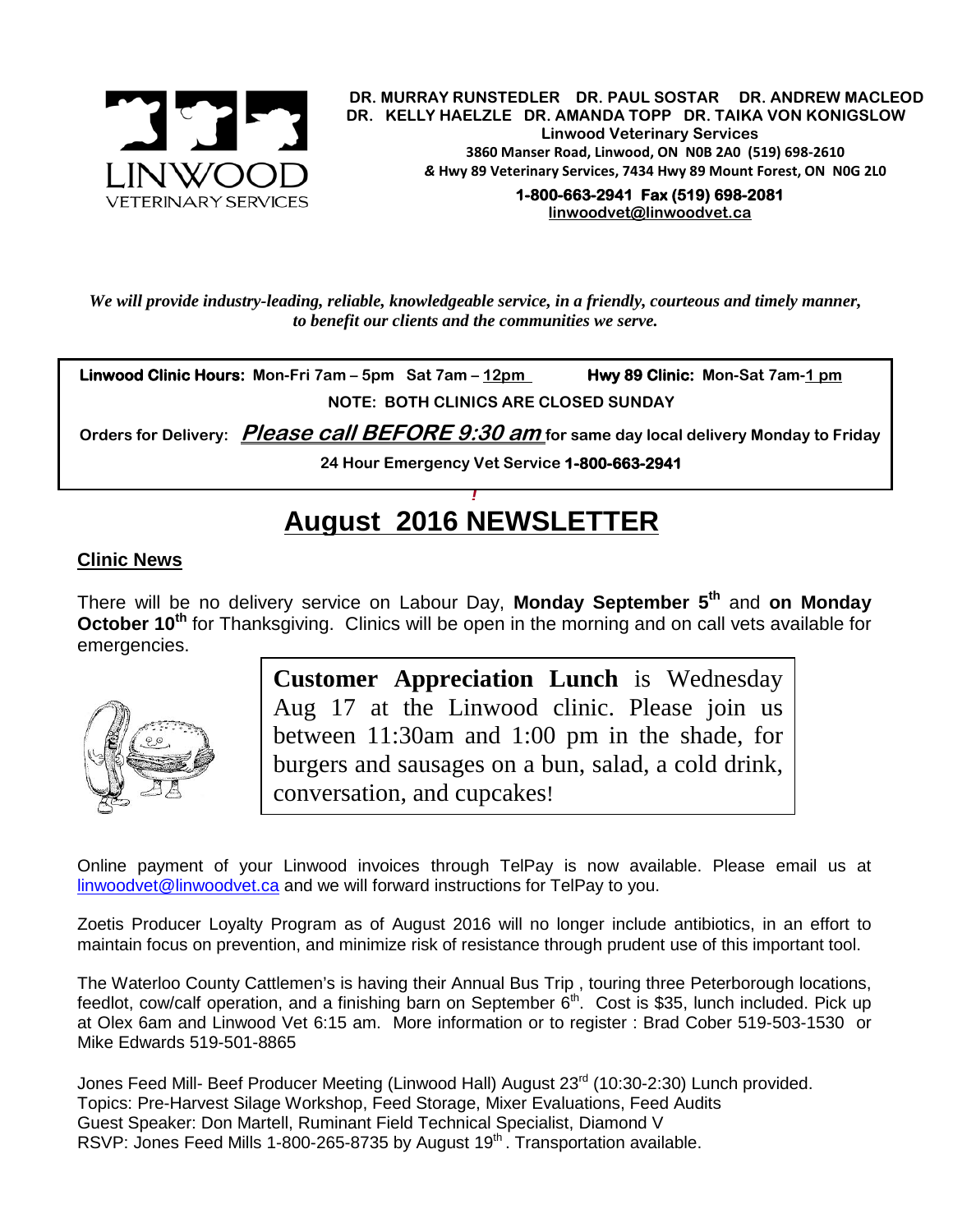DR. MURRAY RUNSTEDLER DR. PAUL SOSTAR DR. ANDREW MACLEOD
DR. KELLY HAELZLE DR. AMANDA TOPP DR. TAIKA VON KONIGSLOW
Linwood Veterinary Services
3860 Manser Road, Linwood, ON N0B 2A0 (519) 698-2610
& Hwy 89 Veterinary Services, 7434 Hwy 89 Mount Forest, ON N0G 2L0
1-800-663-2941 Fax (519) 698-2081
linwoodvet@linwoodvet.ca

*We will provide industry-leading, reliable, knowledgeable service, in a friendly, courteous and timely manner, to benefit our clients and the communities we serve.*

**Linwood Clinic Hours:** Mon-Fri 7am – 5pm Sat 7am – 12pm **Hwy 89 Clinic:** Mon-Sat 7am-1 pm

**NOTE: BOTH CLINICS ARE CLOSED SUNDAY**

**Orders for Delivery:** ***Please call BEFORE 9:30 am*** **for same day local delivery Monday to Friday**

**24 Hour Emergency Vet Service 1-800-663-2941**

# August 2016 NEWSLETTER

## Clinic News

There will be no delivery service on Labour Day, **Monday September 5th** and **on Monday October 10th** for Thanksgiving. Clinics will be open in the morning and on call vets available for emergencies.

**Customer Appreciation Lunch** is Wednesday Aug 17 at the Linwood clinic. Please join us between 11:30am and 1:00 pm in the shade, for burgers and sausages on a bun, salad, a cold drink, conversation, and cupcakes!

Online payment of your Linwood invoices through TelPay is now available. Please email us at linwoodvet@linwoodvet.ca and we will forward instructions for TelPay to you.

Zoetis Producer Loyalty Program as of August 2016 will no longer include antibiotics, in an effort to maintain focus on prevention, and minimize risk of resistance through prudent use of this important tool.

The Waterloo County Cattlemen's is having their Annual Bus Trip , touring three Peterborough locations, feedlot, cow/calf operation, and a finishing barn on September 6th. Cost is $35, lunch included. Pick up at Olex 6am and Linwood Vet 6:15 am. More information or to register : Brad Cober 519-503-1530 or Mike Edwards 519-501-8865

Jones Feed Mill- Beef Producer Meeting (Linwood Hall) August 23rd (10:30-2:30) Lunch provided.
Topics: Pre-Harvest Silage Workshop, Feed Storage, Mixer Evaluations, Feed Audits
Guest Speaker: Don Martell, Ruminant Field Technical Specialist, Diamond V
RSVP: Jones Feed Mills 1-800-265-8735 by August 19th . Transportation available.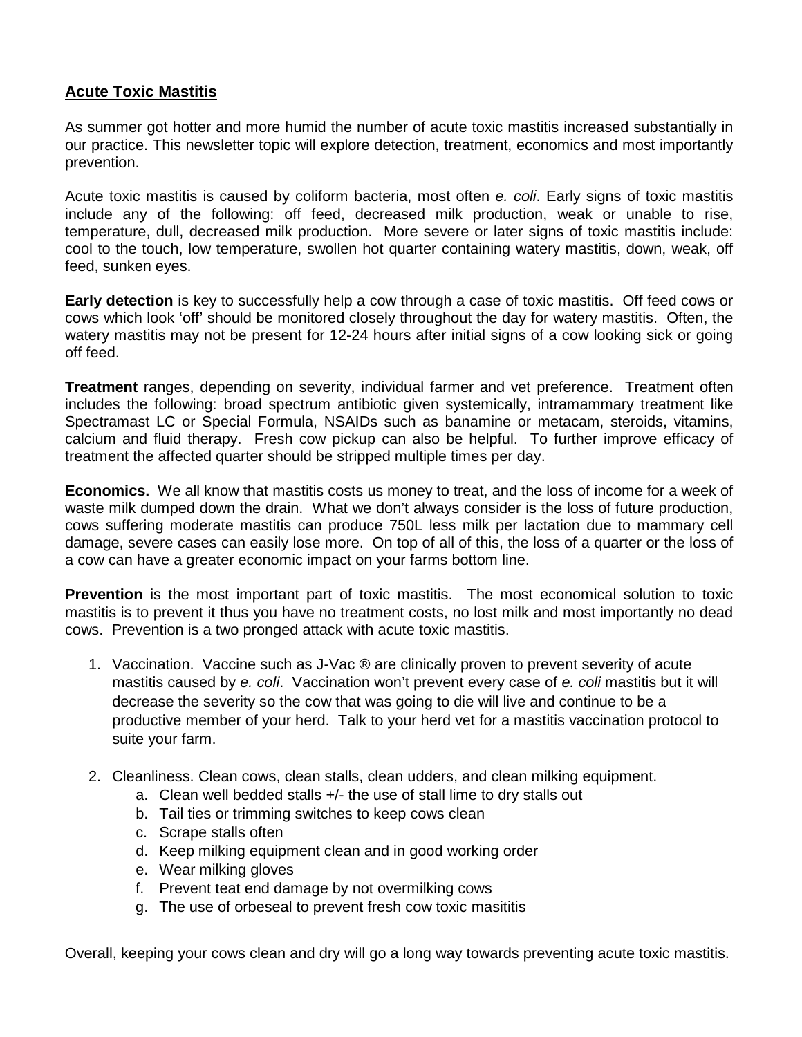## **Acute Toxic Mastitis**

As summer got hotter and more humid the number of acute toxic mastitis increased substantially in our practice. This newsletter topic will explore detection, treatment, economics and most importantly prevention.

Acute toxic mastitis is caused by coliform bacteria, most often *e. coli*. Early signs of toxic mastitis include any of the following: off feed, decreased milk production, weak or unable to rise, temperature, dull, decreased milk production. More severe or later signs of toxic mastitis include: cool to the touch, low temperature, swollen hot quarter containing watery mastitis, down, weak, off feed, sunken eyes.

**Early detection** is key to successfully help a cow through a case of toxic mastitis. Off feed cows or cows which look 'off' should be monitored closely throughout the day for watery mastitis. Often, the watery mastitis may not be present for 12-24 hours after initial signs of a cow looking sick or going off feed.

**Treatment** ranges, depending on severity, individual farmer and vet preference. Treatment often includes the following: broad spectrum antibiotic given systemically, intramammary treatment like Spectramast LC or Special Formula, NSAIDs such as banamine or metacam, steroids, vitamins, calcium and fluid therapy. Fresh cow pickup can also be helpful. To further improve efficacy of treatment the affected quarter should be stripped multiple times per day.

**Economics.** We all know that mastitis costs us money to treat, and the loss of income for a week of waste milk dumped down the drain. What we don't always consider is the loss of future production, cows suffering moderate mastitis can produce 750L less milk per lactation due to mammary cell damage, severe cases can easily lose more. On top of all of this, the loss of a quarter or the loss of a cow can have a greater economic impact on your farms bottom line.

**Prevention** is the most important part of toxic mastitis. The most economical solution to toxic mastitis is to prevent it thus you have no treatment costs, no lost milk and most importantly no dead cows. Prevention is a two pronged attack with acute toxic mastitis.

1. Vaccination. Vaccine such as J-Vac ® are clinically proven to prevent severity of acute mastitis caused by *e. coli*. Vaccination won't prevent every case of *e. coli* mastitis but it will decrease the severity so the cow that was going to die will live and continue to be a productive member of your herd. Talk to your herd vet for a mastitis vaccination protocol to suite your farm.

2. Cleanliness. Clean cows, clean stalls, clean udders, and clean milking equipment.
   a. Clean well bedded stalls +/- the use of stall lime to dry stalls out
   b. Tail ties or trimming switches to keep cows clean
   c. Scrape stalls often
   d. Keep milking equipment clean and in good working order
   e. Wear milking gloves
   f. Prevent teat end damage by not overmilking cows
   g. The use of orbeseal to prevent fresh cow toxic masititis

Overall, keeping your cows clean and dry will go a long way towards preventing acute toxic mastitis.